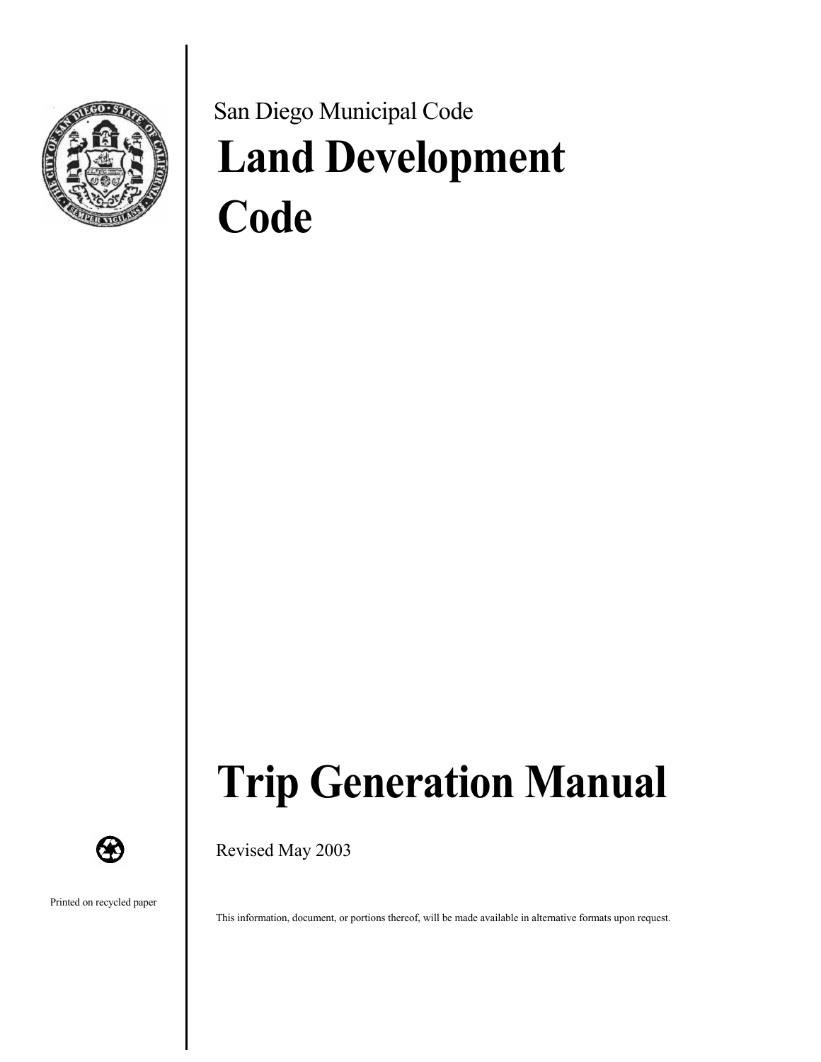San Diego Municipal Code

# Land Development Code

# Trip Generation Manual

Revised May 2003

Printed on recycled paper

This information, document, or portions thereof, will be made available in alternative formats upon request.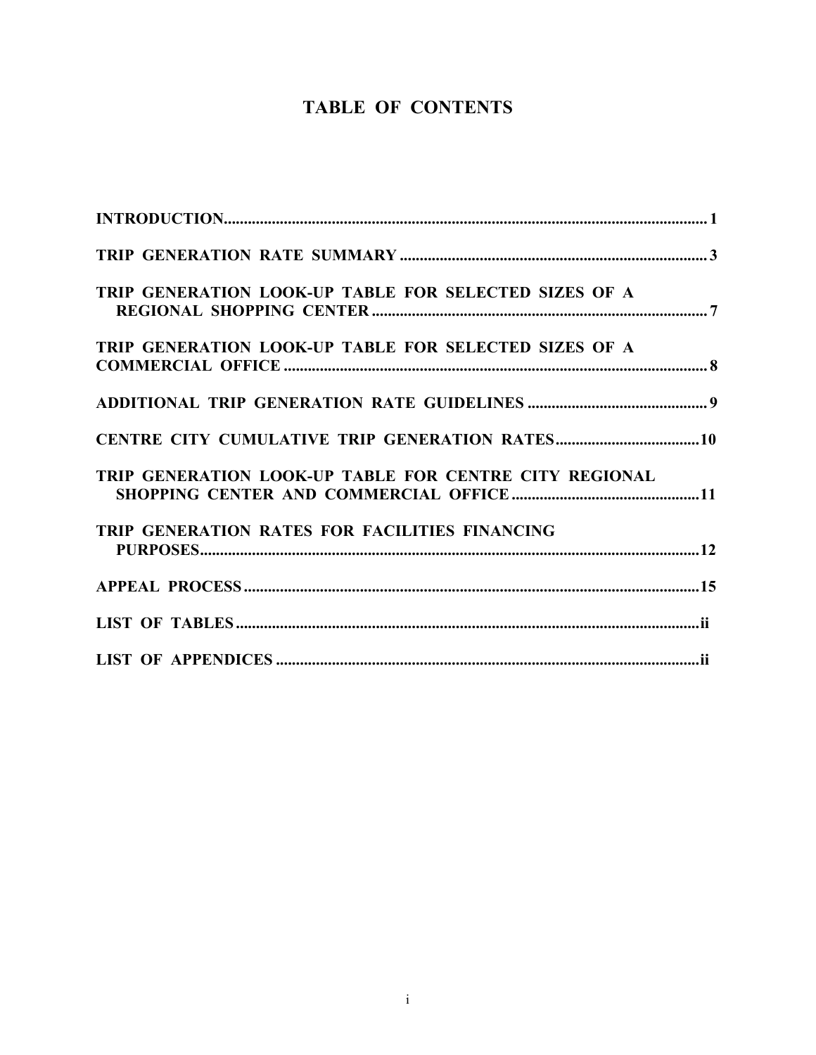# TABLE OF CONTENTS

| | |
|---|---|
| INTRODUCTION | 1 |
| TRIP GENERATION RATE SUMMARY | 3 |
| TRIP GENERATION LOOK-UP TABLE FOR SELECTED SIZES OF A REGIONAL SHOPPING CENTER | 7 |
| TRIP GENERATION LOOK-UP TABLE FOR SELECTED SIZES OF A COMMERCIAL OFFICE | 8 |
| ADDITIONAL TRIP GENERATION RATE GUIDELINES | 9 |
| CENTRE CITY CUMULATIVE TRIP GENERATION RATES | 10 |
| TRIP GENERATION LOOK-UP TABLE FOR CENTRE CITY REGIONAL SHOPPING CENTER AND COMMERCIAL OFFICE | 11 |
| TRIP GENERATION RATES FOR FACILITIES FINANCING PURPOSES | 12 |
| APPEAL PROCESS | 15 |
| LIST OF TABLES | ii |
| LIST OF APPENDICES | ii |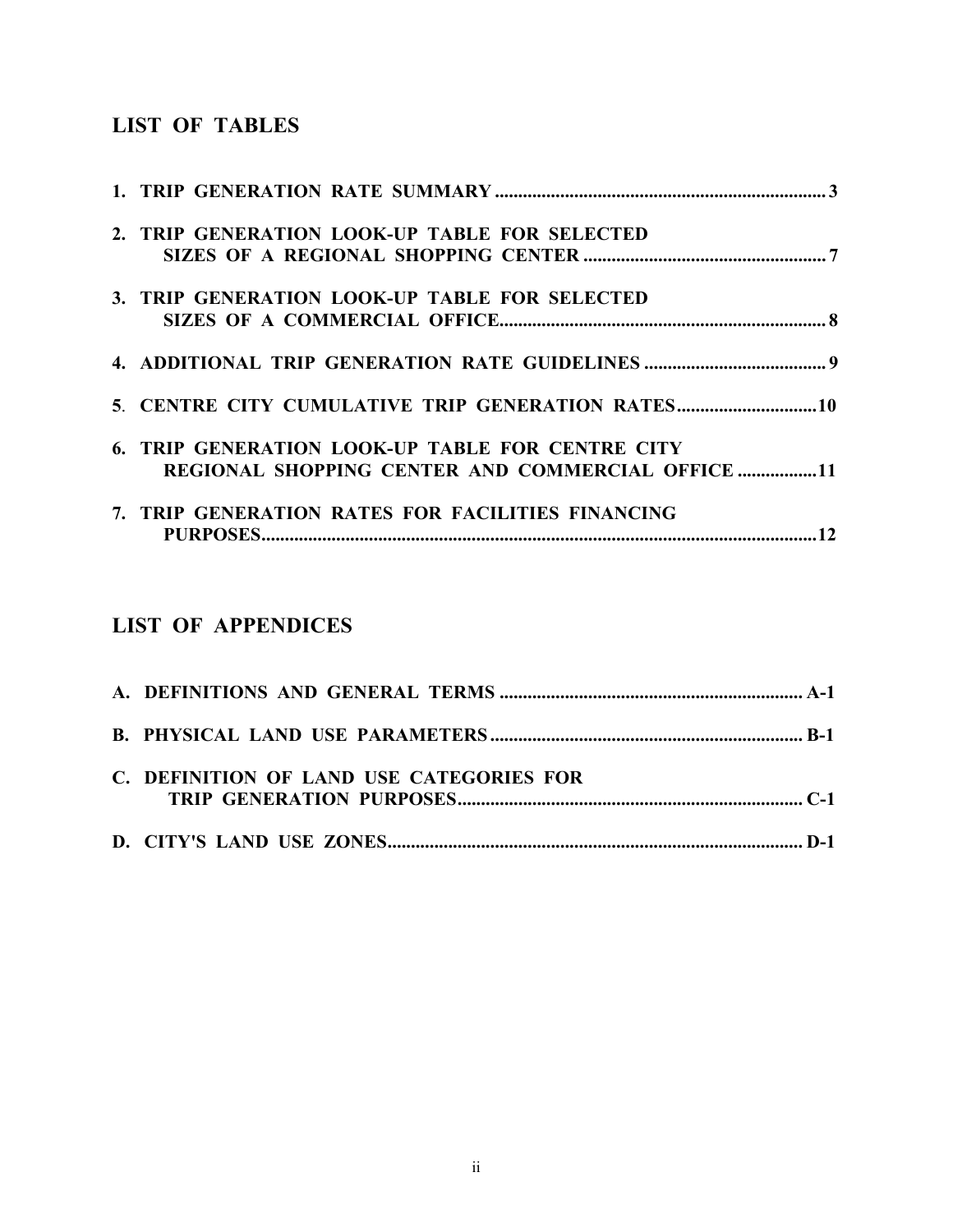## LIST OF TABLES

1. TRIP GENERATION RATE SUMMARY ....................................................................... 3
2. TRIP GENERATION LOOK-UP TABLE FOR SELECTED SIZES OF A REGIONAL SHOPPING CENTER .................................................... 7
3. TRIP GENERATION LOOK-UP TABLE FOR SELECTED SIZES OF A COMMERCIAL OFFICE..................................................................... 8
4. ADDITIONAL TRIP GENERATION RATE GUIDELINES ....................................... 9
5. CENTRE CITY CUMULATIVE TRIP GENERATION RATES..............................10
6. TRIP GENERATION LOOK-UP TABLE FOR CENTRE CITY REGIONAL SHOPPING CENTER AND COMMERCIAL OFFICE ................11
7. TRIP GENERATION RATES FOR FACILITIES FINANCING PURPOSES.......................................................................................................................12

## LIST OF APPENDICES

A. DEFINITIONS AND GENERAL TERMS ................................................................ A-1

B. PHYSICAL LAND USE PARAMETERS .................................................................. B-1

C. DEFINITION OF LAND USE CATEGORIES FOR TRIP GENERATION PURPOSES.......................................................................... C-1

D. CITY'S LAND USE ZONES......................................................................................... D-1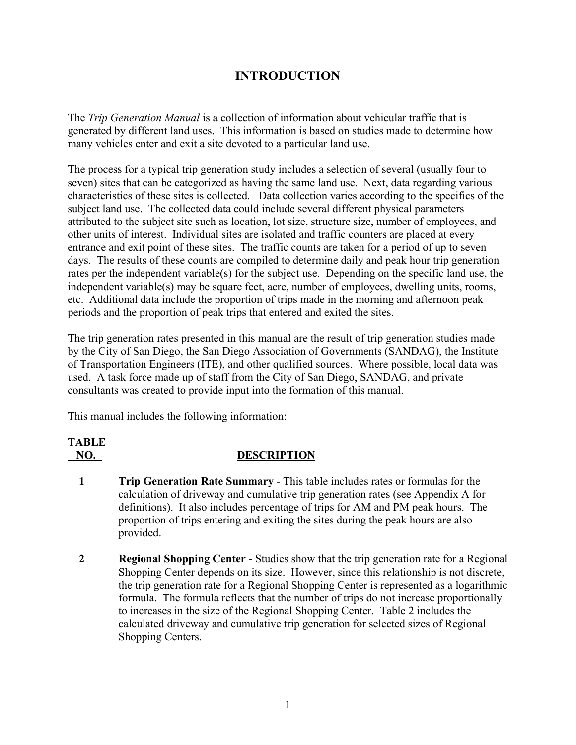# INTRODUCTION

The *Trip Generation Manual* is a collection of information about vehicular traffic that is generated by different land uses. This information is based on studies made to determine how many vehicles enter and exit a site devoted to a particular land use.

The process for a typical trip generation study includes a selection of several (usually four to seven) sites that can be categorized as having the same land use. Next, data regarding various characteristics of these sites is collected. Data collection varies according to the specifics of the subject land use. The collected data could include several different physical parameters attributed to the subject site such as location, lot size, structure size, number of employees, and other units of interest. Individual sites are isolated and traffic counters are placed at every entrance and exit point of these sites. The traffic counts are taken for a period of up to seven days. The results of these counts are compiled to determine daily and peak hour trip generation rates per the independent variable(s) for the subject use. Depending on the specific land use, the independent variable(s) may be square feet, acre, number of employees, dwelling units, rooms, etc. Additional data include the proportion of trips made in the morning and afternoon peak periods and the proportion of peak trips that entered and exited the sites.

The trip generation rates presented in this manual are the result of trip generation studies made by the City of San Diego, the San Diego Association of Governments (SANDAG), the Institute of Transportation Engineers (ITE), and other qualified sources. Where possible, local data was used. A task force made up of staff from the City of San Diego, SANDAG, and private consultants was created to provide input into the formation of this manual.

This manual includes the following information:

| TABLE NO. | DESCRIPTION |
|---|---|
| **1** | **Trip Generation Rate Summary** - This table includes rates or formulas for the calculation of driveway and cumulative trip generation rates (see Appendix A for definitions). It also includes percentage of trips for AM and PM peak hours. The proportion of trips entering and exiting the sites during the peak hours are also provided. |
| **2** | **Regional Shopping Center** - Studies show that the trip generation rate for a Regional Shopping Center depends on its size. However, since this relationship is not discrete, the trip generation rate for a Regional Shopping Center is represented as a logarithmic formula. The formula reflects that the number of trips do not increase proportionally to increases in the size of the Regional Shopping Center. Table 2 includes the calculated driveway and cumulative trip generation for selected sizes of Regional Shopping Centers. |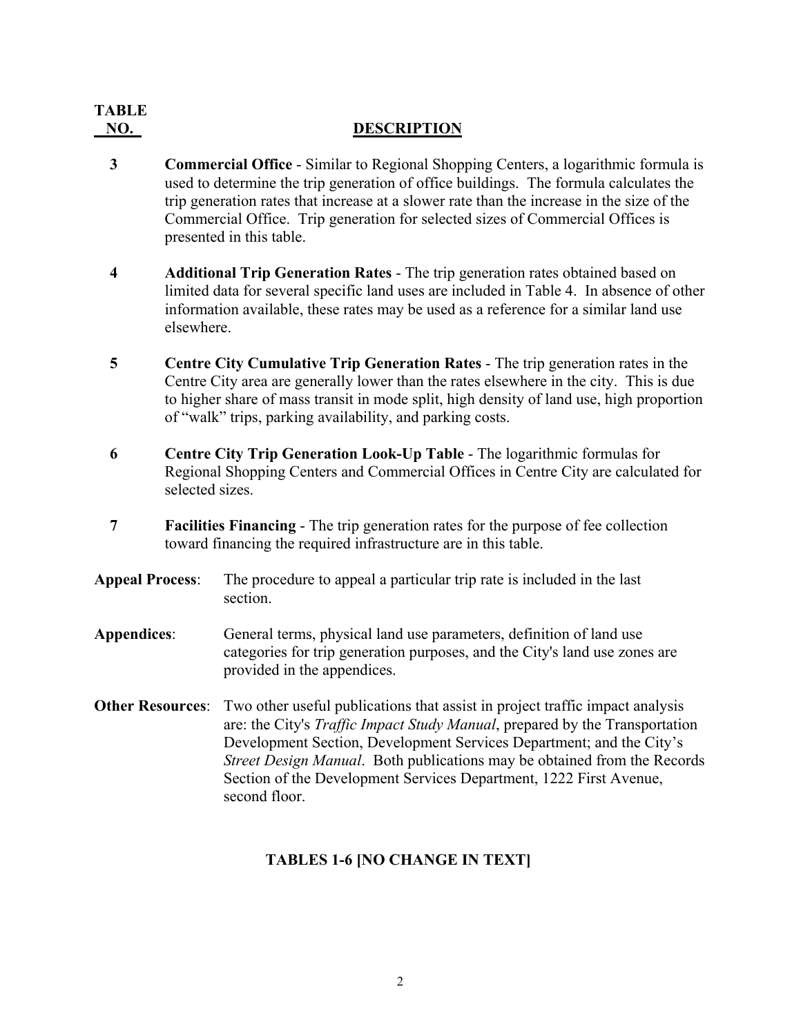| TABLE NO. | DESCRIPTION |
|---|---|
| 3 | **Commercial Office** - Similar to Regional Shopping Centers, a logarithmic formula is used to determine the trip generation of office buildings. The formula calculates the trip generation rates that increase at a slower rate than the increase in the size of the Commercial Office. Trip generation for selected sizes of Commercial Offices is presented in this table. |
| 4 | **Additional Trip Generation Rates** - The trip generation rates obtained based on limited data for several specific land uses are included in Table 4. In absence of other information available, these rates may be used as a reference for a similar land use elsewhere. |
| 5 | **Centre City Cumulative Trip Generation Rates** - The trip generation rates in the Centre City area are generally lower than the rates elsewhere in the city. This is due to higher share of mass transit in mode split, high density of land use, high proportion of "walk" trips, parking availability, and parking costs. |
| 6 | **Centre City Trip Generation Look-Up Table** - The logarithmic formulas for Regional Shopping Centers and Commercial Offices in Centre City are calculated for selected sizes. |
| 7 | **Facilities Financing** - The trip generation rates for the purpose of fee collection toward financing the required infrastructure are in this table. |

**Appeal Process**: The procedure to appeal a particular trip rate is included in the last section.

**Appendices**: General terms, physical land use parameters, definition of land use categories for trip generation purposes, and the City's land use zones are provided in the appendices.

**Other Resources**: Two other useful publications that assist in project traffic impact analysis are: the City's *Traffic Impact Study Manual*, prepared by the Transportation Development Section, Development Services Department; and the City's *Street Design Manual*. Both publications may be obtained from the Records Section of the Development Services Department, 1222 First Avenue, second floor.

## TABLES 1-6 [NO CHANGE IN TEXT]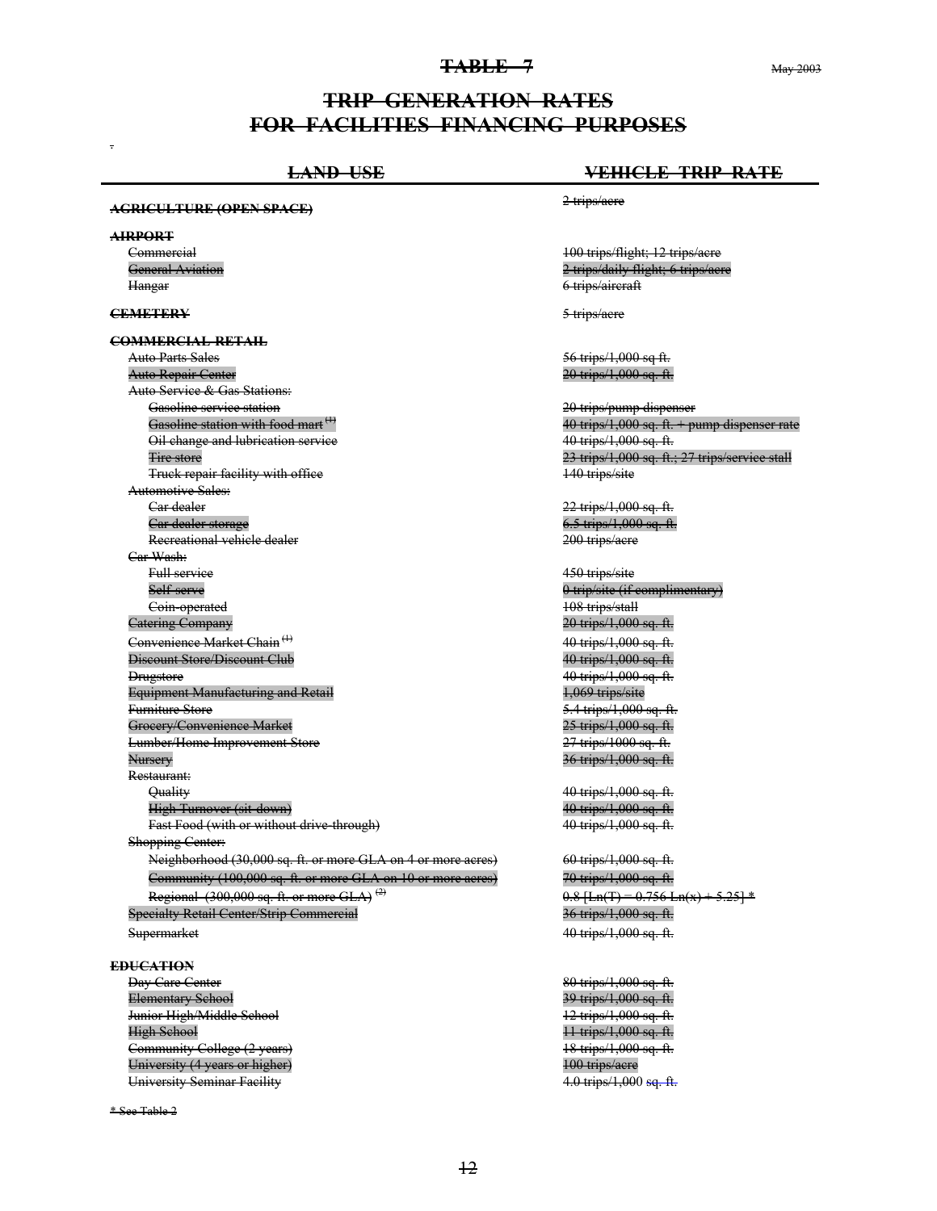# TABLE 7

May 2003

## TRIP GENERATION RATES FOR FACILITIES FINANCING PURPOSES

| LAND USE | VEHICLE TRIP RATE |
|---|---|
| **AGRICULTURE (OPEN SPACE)** | 2 trips/acre |
| **AIRPORT** | |
| Commercial | 100 trips/flight; 12 trips/acre |
| General Aviation | 2 trips/daily flight; 6 trips/acre |
| Hangar | 6 trips/aircraft |
| **CEMETERY** | 5 trips/acre |
| **COMMERCIAL-RETAIL** | |
| Auto Parts Sales | 56 trips/1,000 sq ft. |
| Auto Repair Center | 20 trips/1,000 sq. ft. |
| Auto Service & Gas Stations: | |
| Gasoline service station | 20 trips/pump dispenser |
| Gasoline station with food mart (1) | 40 trips/1,000 sq. ft. + pump dispenser rate |
| Oil change and lubrication service | 40 trips/1,000 sq. ft. |
| Tire store | 23 trips/1,000 sq. ft.; 27 trips/service stall |
| Truck repair facility with office | 140 trips/site |
| Automotive Sales: | |
| Car dealer | 22 trips/1,000 sq. ft. |
| Car dealer storage | 6.5 trips/1,000 sq. ft. |
| Recreational vehicle dealer | 200 trips/acre |
| Car Wash: | |
| Full service | 450 trips/site |
| Self serve | 0 trip/site (if complimentary) |
| Coin-operated | 108 trips/stall |
| Catering Company | 20 trips/1,000 sq. ft. |
| Convenience Market Chain (1) | 40 trips/1,000 sq. ft. |
| Discount Store/Discount Club | 40 trips/1,000 sq. ft. |
| Drugstore | 40 trips/1,000 sq. ft. |
| Equipment Manufacturing and Retail | 1,069 trips/site |
| Furniture Store | 5.4 trips/1,000 sq. ft. |
| Grocery/Convenience Market | 25 trips/1,000 sq. ft. |
| Lumber/Home Improvement Store | 27 trips/1000 sq. ft. |
| Nursery | 36 trips/1,000 sq. ft. |
| Restaurant: | |
| Quality | 40 trips/1,000 sq. ft. |
| High Turnover (sit-down) | 40 trips/1,000 sq. ft. |
| Fast Food (with or without drive-through) | 40 trips/1,000 sq. ft. |
| Shopping Center: | |
| Neighborhood (30,000 sq. ft. or more GLA on 4 or more acres) | 60 trips/1,000 sq. ft. |
| Community (100,000 sq. ft. or more GLA on 10 or more acres) | 70 trips/1,000 sq. ft. |
| Regional (300,000 sq. ft. or more GLA) (2) | $0.8\ [Ln(T) = 0.756\ Ln(x) + 5.25]$ * |
| Specialty Retail Center/Strip Commercial | 36 trips/1,000 sq. ft. |
| Supermarket | 40 trips/1,000 sq. ft. |
| **EDUCATION** | |
| Day Care Center | 80 trips/1,000 sq. ft. |
| Elementary School | 39 trips/1,000 sq. ft. |
| Junior High/Middle School | 12 trips/1,000 sq. ft. |
| High School | 11 trips/1,000 sq. ft. |
| Community College (2 years) | 18 trips/1,000 sq. ft. |
| University (4 years or higher) | 100 trips/acre |
| University Seminar Facility | 4.0 trips/1,000 sq. ft. |

* See Table 2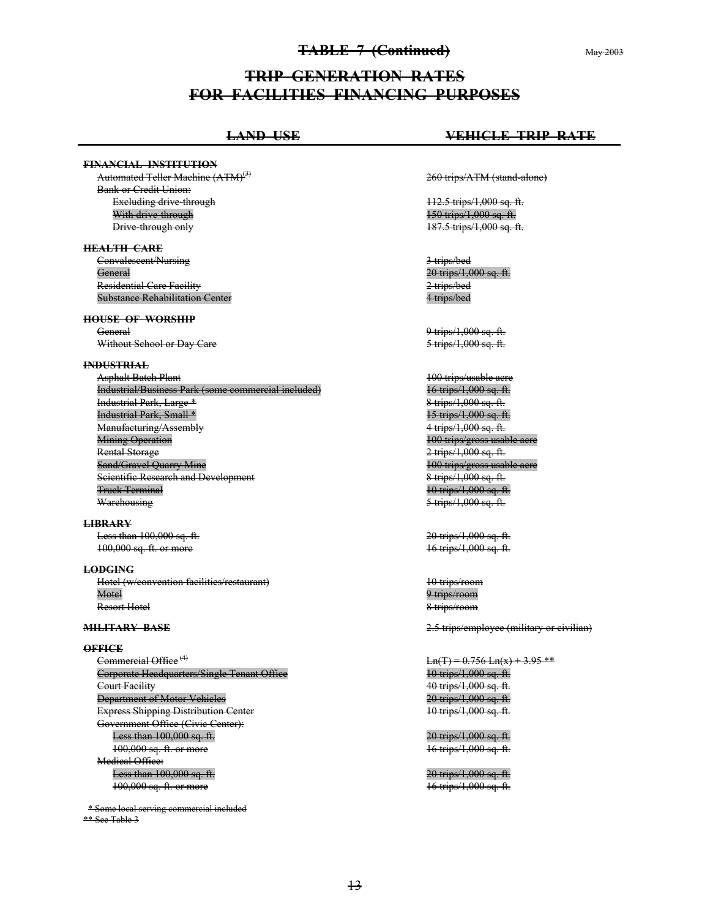## TABLE 7 (Continued)

May 2003

# TRIP GENERATION RATES FOR FACILITIES FINANCING PURPOSES

| LAND USE | VEHICLE TRIP RATE |
|---|---|
| **FINANCIAL INSTITUTION** | |
| Automated Teller Machine (ATM)[2] | 260 trips/ATM (stand-alone) |
| Bank or Credit Union: | |
| Excluding drive-through | 112.5 trips/1,000 sq. ft. |
| With drive-through | 150 trips/1,000 sq. ft. |
| Drive-through only | 187.5 trips/1,000 sq. ft. |
| **HEALTH CARE** | |
| Convalescent/Nursing | 3 trips/bed |
| General | 20 trips/1,000 sq. ft. |
| Residential Care Facility | 2 trips/bed |
| Substance Rehabilitation Center | 4 trips/bed |
| **HOUSE OF WORSHIP** | |
| General | 9 trips/1,000 sq. ft. |
| Without School or Day Care | 5 trips/1,000 sq. ft. |
| **INDUSTRIAL** | |
| Asphalt Batch Plant | 100 trips/usable acre |
| Industrial/Business Park (some commercial included) | 16 trips/1,000 sq. ft. |
| Industrial Park, Large * | 8 trips/1,000 sq. ft. |
| Industrial Park, Small * | 15 trips/1,000 sq. ft. |
| Manufacturing/Assembly | 4 trips/1,000 sq. ft. |
| Mining Operation | 100 trips/gross usable acre |
| Rental Storage | 2 trips/1,000 sq. ft. |
| Sand/Gravel Quarry Mine | 100 trips/gross usable acre |
| Scientific Research and Development | 8 trips/1,000 sq. ft. |
| Truck Terminal | 10 trips/1,000 sq. ft. |
| Warehousing | 5 trips/1,000 sq. ft. |
| **LIBRARY** | |
| Less than 100,000 sq. ft. | 20 trips/1,000 sq. ft. |
| 100,000 sq. ft. or more | 16 trips/1,000 sq. ft. |
| **LODGING** | |
| Hotel (w/convention facilities/restaurant) | 10 trips/room |
| Motel | 9 trips/room |
| Resort Hotel | 8 trips/room |
| **MILITARY BASE** | 2.5 trips/employee (military or civilian) |
| **OFFICE** | |
| Commercial Office[4] | $Ln(T) = 0.756\ Ln(x) + 3.95$ ** |
| Corporate Headquarters/Single Tenant Office | 10 trips/1,000 sq. ft. |
| Court Facility | 40 trips/1,000 sq. ft. |
| Department of Motor Vehicles | 20 trips/1,000 sq. ft. |
| Express Shipping Distribution Center | 10 trips/1,000 sq. ft. |
| Government Office (Civic Center): | |
| Less than 100,000 sq. ft. | 20 trips/1,000 sq. ft. |
| 100,000 sq. ft. or more | 16 trips/1,000 sq. ft. |
| Medical Office: | |
| Less than 100,000 sq. ft. | 20 trips/1,000 sq. ft. |
| 100,000 sq. ft. or more | 16 trips/1,000 sq. ft. |

\* Some local serving commercial included

\*\* See Table 3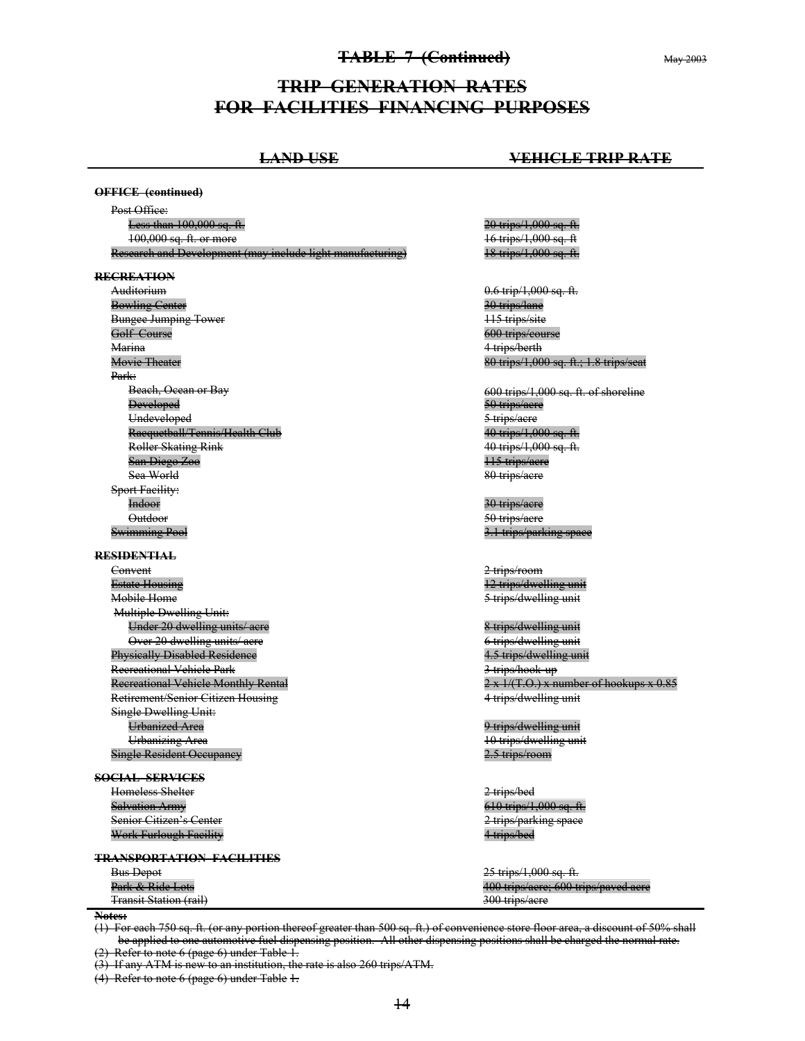# TABLE 7 (Continued)

May 2003

## TRIP GENERATION RATES FOR FACILITIES FINANCING PURPOSES

| LAND USE | VEHICLE TRIP RATE |
|---|---|
| **OFFICE (continued)** | |
| Post Office: | |
| Less than 100,000 sq. ft. | 20 trips/1,000 sq. ft. |
| 100,000 sq. ft. or more | 16 trips/1,000 sq. ft |
| Research and Development (may include light manufacturing) | 18 trips/1,000 sq. ft. |
| **RECREATION** | |
| Auditorium | 0.6 trip/1,000 sq. ft. |
| Bowling Center | 30 trips/lane |
| Bungee Jumping Tower | 115 trips/site |
| Golf Course | 600 trips/course |
| Marina | 4 trips/berth |
| Movie Theater | 80 trips/1,000 sq. ft.; 1.8 trips/seat |
| Park: | |
| Beach, Ocean or Bay | 600 trips/1,000 sq. ft. of shoreline |
| Developed | 50 trips/acre |
| Undeveloped | 5 trips/acre |
| Racquetball/Tennis/Health Club | 40 trips/1,000 sq. ft. |
| Roller Skating Rink | 40 trips/1,000 sq. ft. |
| San Diego Zoo | 115 trips/acre |
| Sea World | 80 trips/acre |
| Sport Facility: | |
| Indoor | 30 trips/acre |
| Outdoor | 50 trips/acre |
| Swimming Pool | 3.1 trips/parking space |
| **RESIDENTIAL** | |
| Convent | 2 trips/room |
| Estate Housing | 12 trips/dwelling unit |
| Mobile Home | 5 trips/dwelling unit |
| Multiple Dwelling Unit: | |
| Under 20 dwelling units/ acre | 8 trips/dwelling unit |
| Over 20 dwelling units/ acre | 6 trips/dwelling unit |
| Physically Disabled Residence | 4.5 trips/dwelling unit |
| Recreational Vehicle Park | 3 trips/hook-up |
| Recreational Vehicle Monthly Rental | 2 x 1/(T.O.) x number of hookups x 0.85 |
| Retirement/Senior Citizen Housing | 4 trips/dwelling unit |
| Single Dwelling Unit: | |
| Urbanized Area | 9 trips/dwelling unit |
| Urbanizing Area | 10 trips/dwelling unit |
| Single Resident Occupancy | 2.5 trips/room |
| **SOCIAL SERVICES** | |
| Homeless Shelter | 2 trips/bed |
| Salvation Army | 610 trips/1,000 sq. ft. |
| Senior Citizen's Center | 2 trips/parking space |
| Work Furlough Facility | 4 trips/bed |
| **TRANSPORTATION FACILITIES** | |
| Bus Depot | 25 trips/1,000 sq. ft. |
| Park & Ride Lots | 400 trips/acre; 600 trips/paved acre |
| Transit Station (rail) | 300 trips/acre |

**Notes:**

(1) For each 750 sq. ft. (or any portion thereof greater than 500 sq. ft.) of convenience store floor area, a discount of 50% shall be applied to one automotive fuel dispensing position. All other dispensing positions shall be charged the normal rate.

(2) Refer to note 6 (page 6) under Table 1.

(3) If any ATM is new to an institution, the rate is also 260 trips/ATM.

(4) Refer to note 6 (page 6) under Table 1.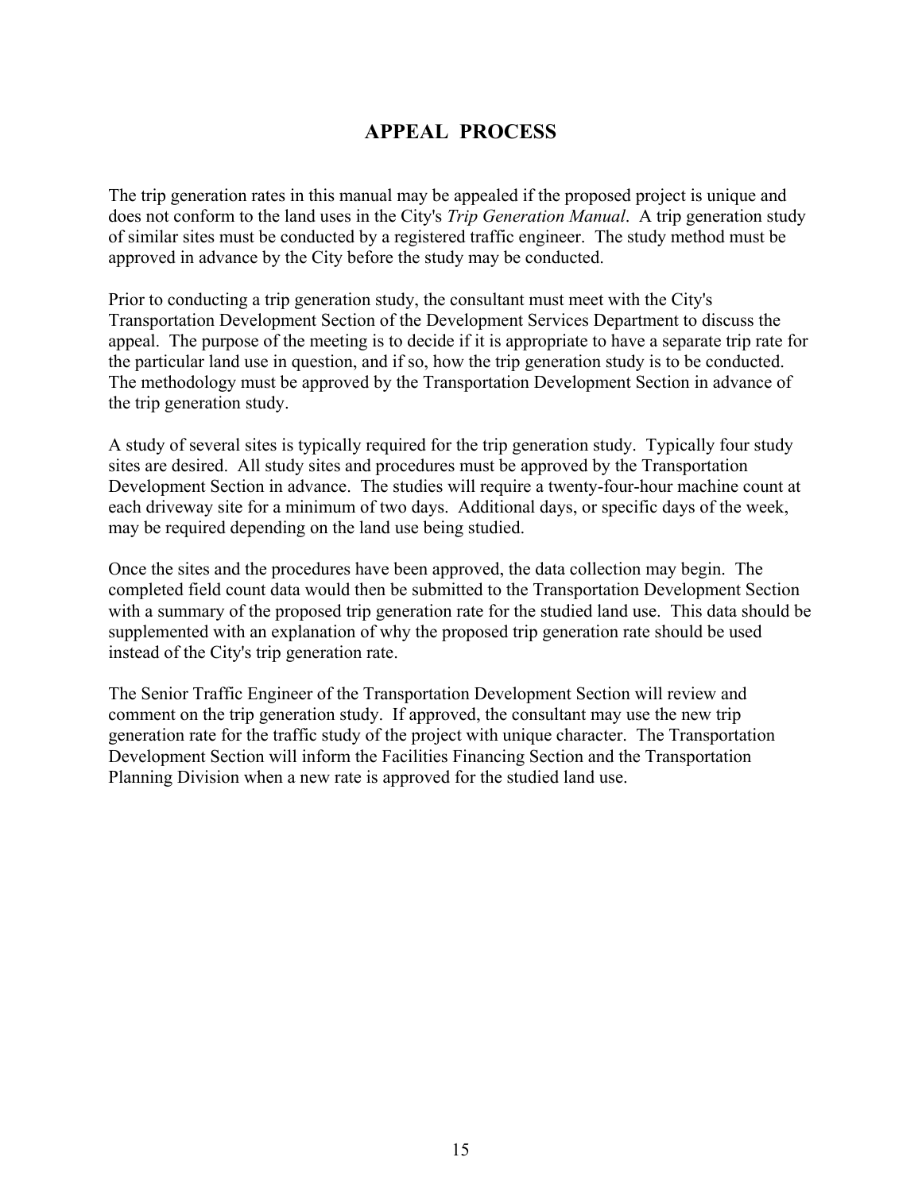# APPEAL PROCESS

The trip generation rates in this manual may be appealed if the proposed project is unique and does not conform to the land uses in the City's *Trip Generation Manual*. A trip generation study of similar sites must be conducted by a registered traffic engineer. The study method must be approved in advance by the City before the study may be conducted.

Prior to conducting a trip generation study, the consultant must meet with the City's Transportation Development Section of the Development Services Department to discuss the appeal. The purpose of the meeting is to decide if it is appropriate to have a separate trip rate for the particular land use in question, and if so, how the trip generation study is to be conducted. The methodology must be approved by the Transportation Development Section in advance of the trip generation study.

A study of several sites is typically required for the trip generation study. Typically four study sites are desired. All study sites and procedures must be approved by the Transportation Development Section in advance. The studies will require a twenty-four-hour machine count at each driveway site for a minimum of two days. Additional days, or specific days of the week, may be required depending on the land use being studied.

Once the sites and the procedures have been approved, the data collection may begin. The completed field count data would then be submitted to the Transportation Development Section with a summary of the proposed trip generation rate for the studied land use. This data should be supplemented with an explanation of why the proposed trip generation rate should be used instead of the City's trip generation rate.

The Senior Traffic Engineer of the Transportation Development Section will review and comment on the trip generation study. If approved, the consultant may use the new trip generation rate for the traffic study of the project with unique character. The Transportation Development Section will inform the Facilities Financing Section and the Transportation Planning Division when a new rate is approved for the studied land use.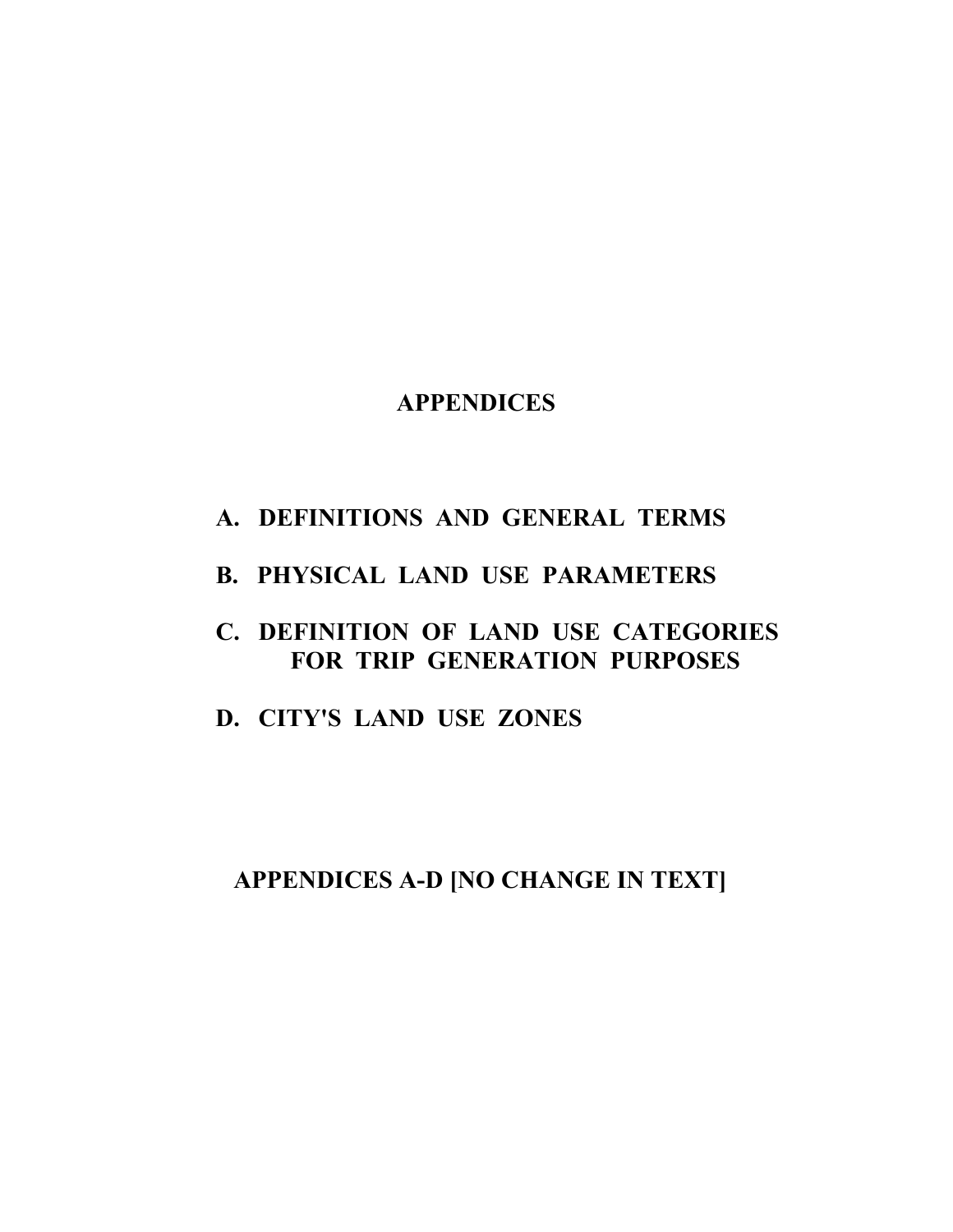# APPENDICES

A. DEFINITIONS AND GENERAL TERMS

B. PHYSICAL LAND USE PARAMETERS

C. DEFINITION OF LAND USE CATEGORIES FOR TRIP GENERATION PURPOSES

D. CITY'S LAND USE ZONES

**APPENDICES A-D [NO CHANGE IN TEXT]**